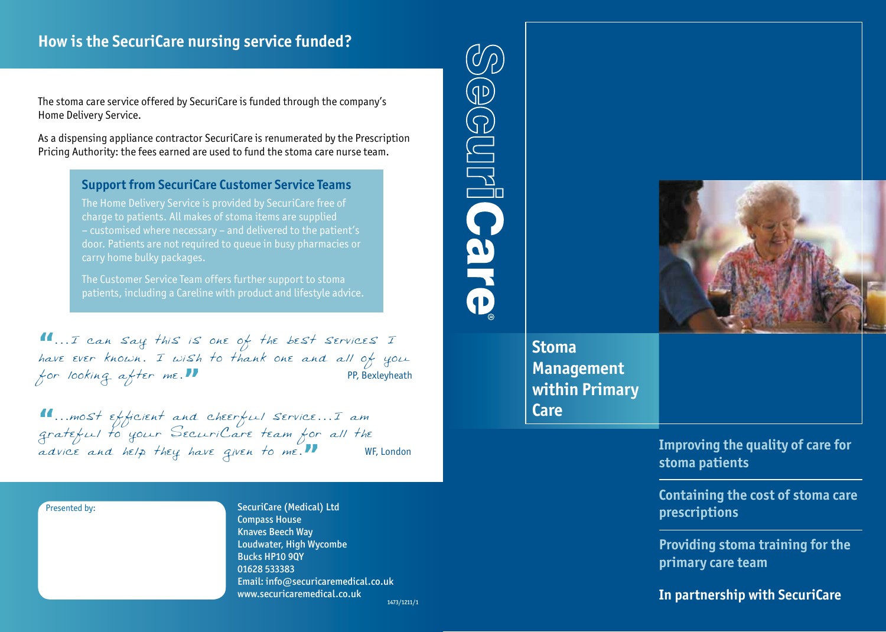## How is the SecuriCare nursing service funded?

The stoma care service offered by SecuriCare is funded through the company's Home Delivery Service.

As a dispensing appliance contractor SecuriCare is renumerated by the Prescription Pricing Authority: the fees earned are used to fund the stoma care nurse team.

### Support from SecuriCare Customer Service Teams

The Home Delivery Service is provided by SecuriCare free of charge to patients. All makes of stoma items are supplied – customised where necessary – and delivered to the patient's door. Patients are not required to queue in busy pharmacies or carry home bulky packages.

The Customer Service Team offers further support to stoma patients, including a Careline with product and lifestyle advice.

*"...I can say this is one of the best services I have ever known. I wish to thank one and all of you for looking after me."* PP, Bexleyheath

*"...most efficient and cheerful service...I am grateful to your SecuriCare team for all the advice and help they have given to me."* WF, London

Presented by:

SecuriCare (Medical) Ltd
Compass House
Knaves Beech Way
Loudwater, High Wycombe
Bucks HP10 9QY
01628 533383
Email: info@securicaremedical.co.uk
www.securicaremedical.co.uk

1473/1211/1

SecuriCare®

# Stoma Management within Primary Care

**Improving the quality of care for stoma patients**

**Containing the cost of stoma care prescriptions**

**Providing stoma training for the primary care team**

**In partnership with SecuriCare**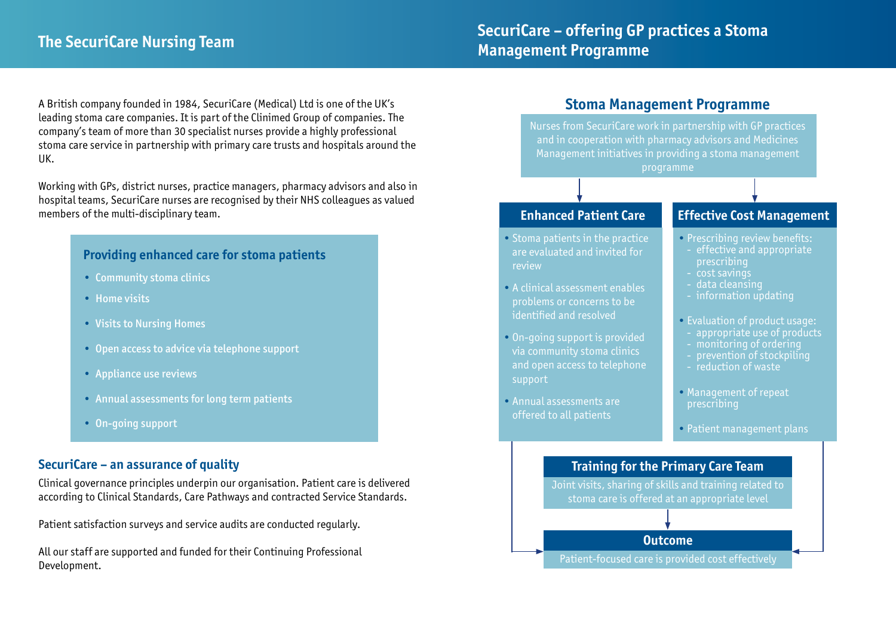## The SecuriCare Nursing Team

A British company founded in 1984, SecuriCare (Medical) Ltd is one of the UK's leading stoma care companies. It is part of the Clinimed Group of companies. The company's team of more than 30 specialist nurses provide a highly professional stoma care service in partnership with primary care trusts and hospitals around the UK.

Working with GPs, district nurses, practice managers, pharmacy advisors and also in hospital teams, SecuriCare nurses are recognised by their NHS colleagues as valued members of the multi-disciplinary team.

### Providing enhanced care for stoma patients

- Community stoma clinics
- Home visits
- Visits to Nursing Homes
- Open access to advice via telephone support
- Appliance use reviews
- Annual assessments for long term patients
- On-going support

### SecuriCare – an assurance of quality

Clinical governance principles underpin our organisation. Patient care is delivered according to Clinical Standards, Care Pathways and contracted Service Standards.

Patient satisfaction surveys and service audits are conducted regularly.

All our staff are supported and funded for their Continuing Professional Development.

## SecuriCare – offering GP practices a Stoma Management Programme

### Stoma Management Programme

Nurses from SecuriCare work in partnership with GP practices and in cooperation with pharmacy advisors and Medicines Management initiatives in providing a stoma management programme

#### Enhanced Patient Care

- Stoma patients in the practice are evaluated and invited for review
- A clinical assessment enables problems or concerns to be identified and resolved
- On-going support is provided via community stoma clinics and open access to telephone support
- Annual assessments are offered to all patients

#### Effective Cost Management

- Prescribing review benefits:
  - effective and appropriate prescribing
  - cost savings
  - data cleansing
  - information updating
- Evaluation of product usage:
  - appropriate use of products
  - monitoring of ordering
  - prevention of stockpiling
  - reduction of waste
- Management of repeat prescribing
- Patient management plans

#### Training for the Primary Care Team

Joint visits, sharing of skills and training related to stoma care is offered at an appropriate level

#### Outcome

Patient-focused care is provided cost effectively